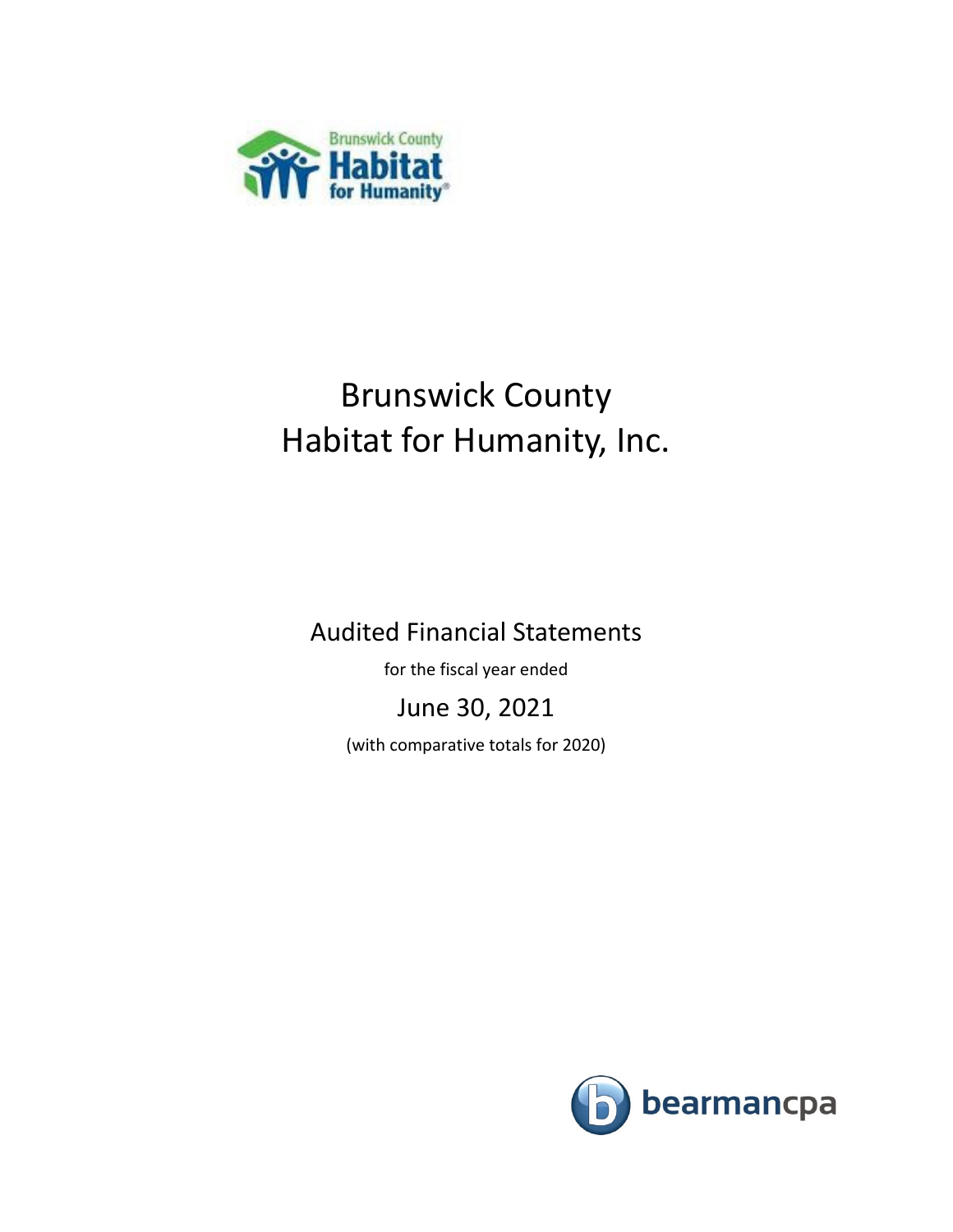# Brunswick County Habitat for Humanity, Inc.

## Audited Financial Statements

for the fiscal year ended

June 30, 2021

(with comparative totals for 2020)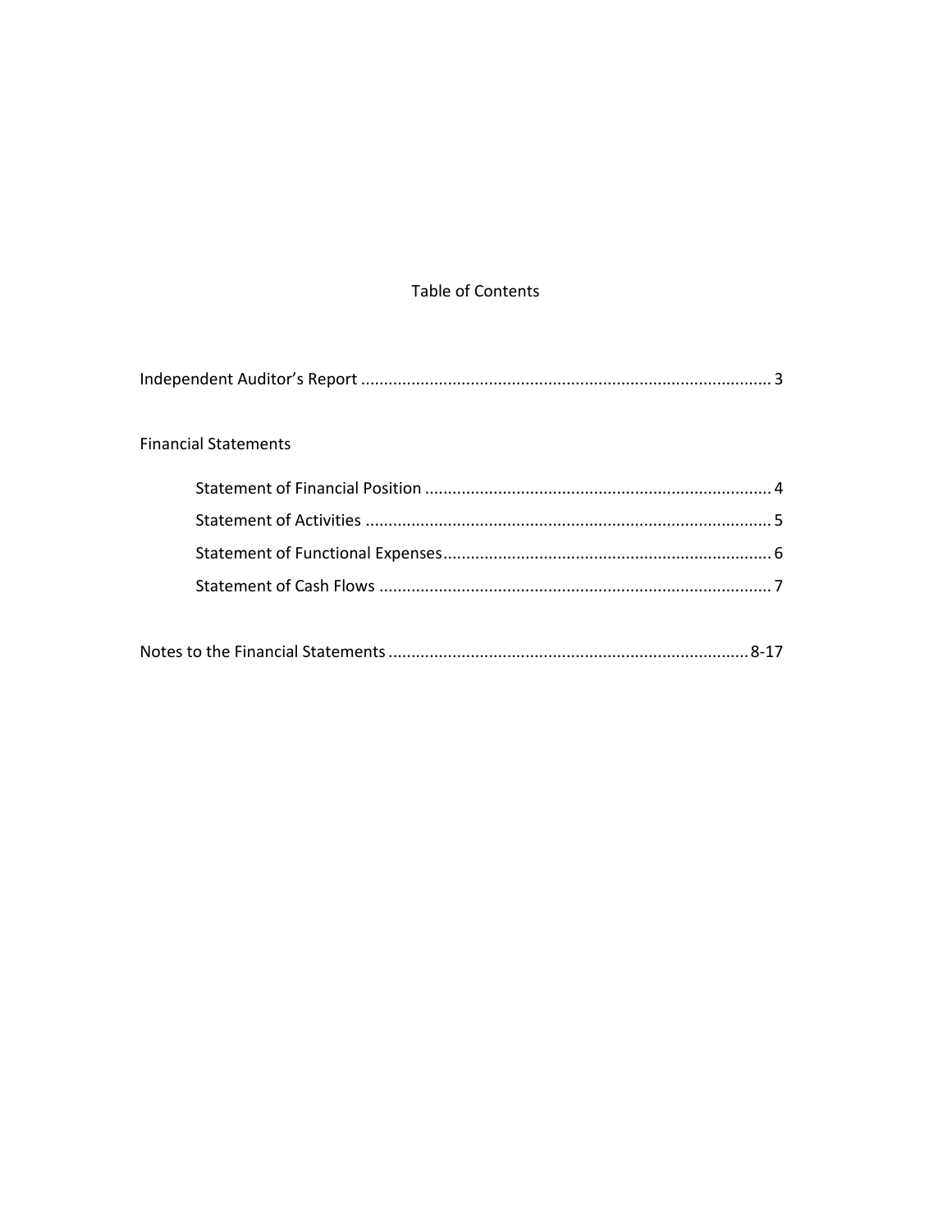# Table of Contents

| | |
|---|---|
| Independent Auditor's Report | 3 |
| **Financial Statements** | |
| Statement of Financial Position | 4 |
| Statement of Activities | 5 |
| Statement of Functional Expenses | 6 |
| Statement of Cash Flows | 7 |
| Notes to the Financial Statements | 8-17 |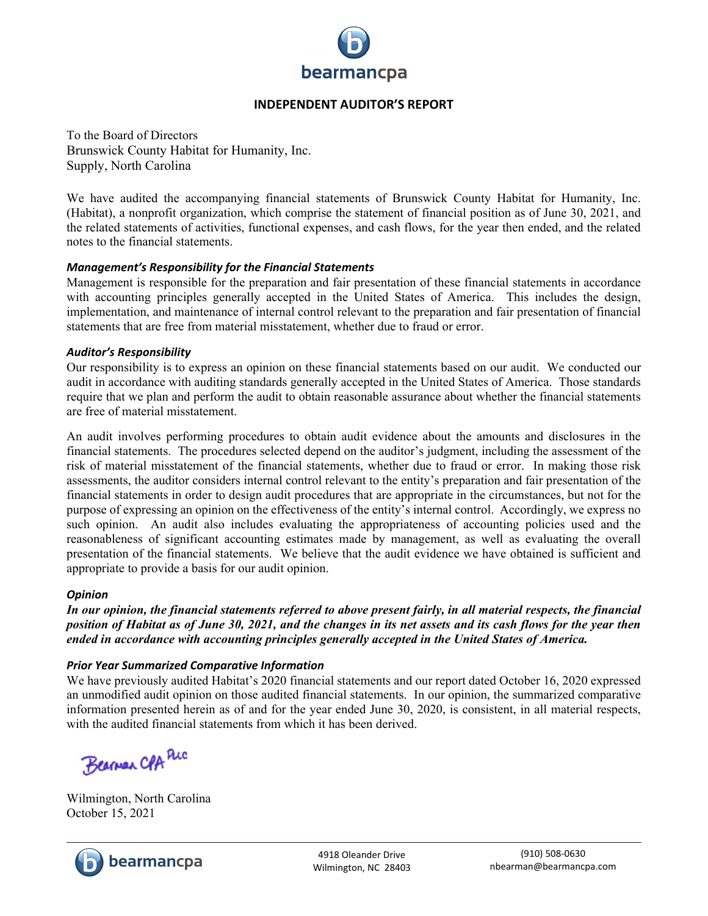# INDEPENDENT AUDITOR'S REPORT

To the Board of Directors
Brunswick County Habitat for Humanity, Inc.
Supply, North Carolina

We have audited the accompanying financial statements of Brunswick County Habitat for Humanity, Inc. (Habitat), a nonprofit organization, which comprise the statement of financial position as of June 30, 2021, and the related statements of activities, functional expenses, and cash flows, for the year then ended, and the related notes to the financial statements.

### *Management's Responsibility for the Financial Statements*

Management is responsible for the preparation and fair presentation of these financial statements in accordance with accounting principles generally accepted in the United States of America. This includes the design, implementation, and maintenance of internal control relevant to the preparation and fair presentation of financial statements that are free from material misstatement, whether due to fraud or error.

### *Auditor's Responsibility*

Our responsibility is to express an opinion on these financial statements based on our audit. We conducted our audit in accordance with auditing standards generally accepted in the United States of America. Those standards require that we plan and perform the audit to obtain reasonable assurance about whether the financial statements are free of material misstatement.

An audit involves performing procedures to obtain audit evidence about the amounts and disclosures in the financial statements. The procedures selected depend on the auditor's judgment, including the assessment of the risk of material misstatement of the financial statements, whether due to fraud or error. In making those risk assessments, the auditor considers internal control relevant to the entity's preparation and fair presentation of the financial statements in order to design audit procedures that are appropriate in the circumstances, but not for the purpose of expressing an opinion on the effectiveness of the entity's internal control. Accordingly, we express no such opinion. An audit also includes evaluating the appropriateness of accounting policies used and the reasonableness of significant accounting estimates made by management, as well as evaluating the overall presentation of the financial statements. We believe that the audit evidence we have obtained is sufficient and appropriate to provide a basis for our audit opinion.

### *Opinion*

***In our opinion, the financial statements referred to above present fairly, in all material respects, the financial position of Habitat as of June 30, 2021, and the changes in its net assets and its cash flows for the year then ended in accordance with accounting principles generally accepted in the United States of America.***

### *Prior Year Summarized Comparative Information*

We have previously audited Habitat's 2020 financial statements and our report dated October 16, 2020 expressed an unmodified audit opinion on those audited financial statements. In our opinion, the summarized comparative information presented herein as of and for the year ended June 30, 2020, is consistent, in all material respects, with the audited financial statements from which it has been derived.

Bearman CPA PLLC

Wilmington, North Carolina
October 15, 2021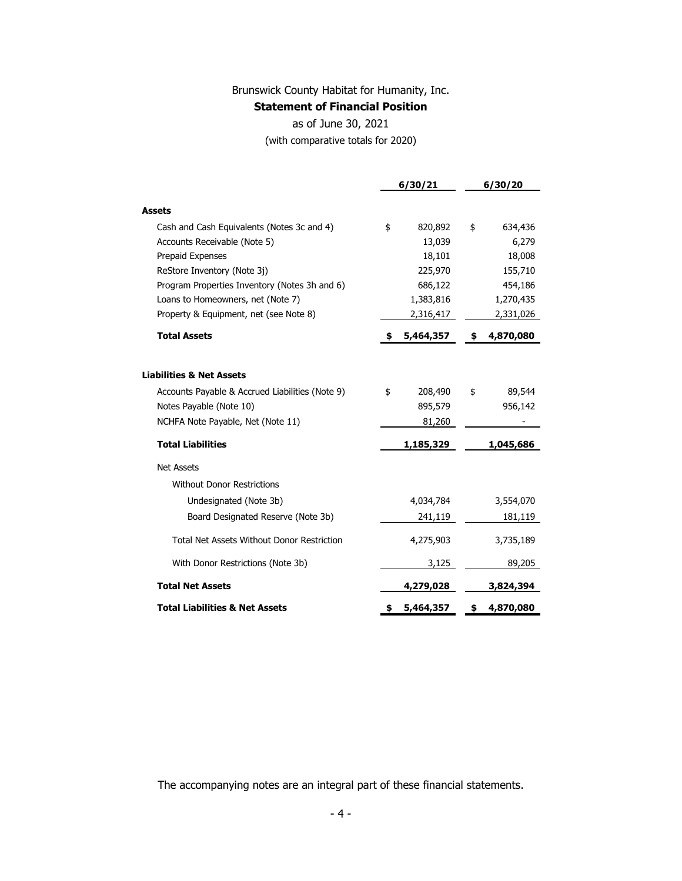Brunswick County Habitat for Humanity, Inc.

**Statement of Financial Position**

as of June 30, 2021

(with comparative totals for 2020)

| | 6/30/21 | 6/30/20 |
|---|---|---|
| **Assets** | | |
| Cash and Cash Equivalents (Notes 3c and 4) | $ 820,892 | $ 634,436 |
| Accounts Receivable (Note 5) | 13,039 | 6,279 |
| Prepaid Expenses | 18,101 | 18,008 |
| ReStore Inventory (Note 3j) | 225,970 | 155,710 |
| Program Properties Inventory (Notes 3h and 6) | 686,122 | 454,186 |
| Loans to Homeowners, net (Note 7) | 1,383,816 | 1,270,435 |
| Property & Equipment, net (see Note 8) | 2,316,417 | 2,331,026 |
| **Total Assets** | **$ 5,464,357** | **$ 4,870,080** |
| | | |
| **Liabilities & Net Assets** | | |
| Accounts Payable & Accrued Liabilities (Note 9) | $ 208,490 | $ 89,544 |
| Notes Payable (Note 10) | 895,579 | 956,142 |
| NCHFA Note Payable, Net (Note 11) | 81,260 | - |
| **Total Liabilities** | **1,185,329** | **1,045,686** |
| Net Assets | | |
| Without Donor Restrictions | | |
| Undesignated (Note 3b) | 4,034,784 | 3,554,070 |
| Board Designated Reserve (Note 3b) | 241,119 | 181,119 |
| Total Net Assets Without Donor Restriction | 4,275,903 | 3,735,189 |
| With Donor Restrictions (Note 3b) | 3,125 | 89,205 |
| **Total Net Assets** | **4,279,028** | **3,824,394** |
| **Total Liabilities & Net Assets** | **$ 5,464,357** | **$ 4,870,080** |

The accompanying notes are an integral part of these financial statements.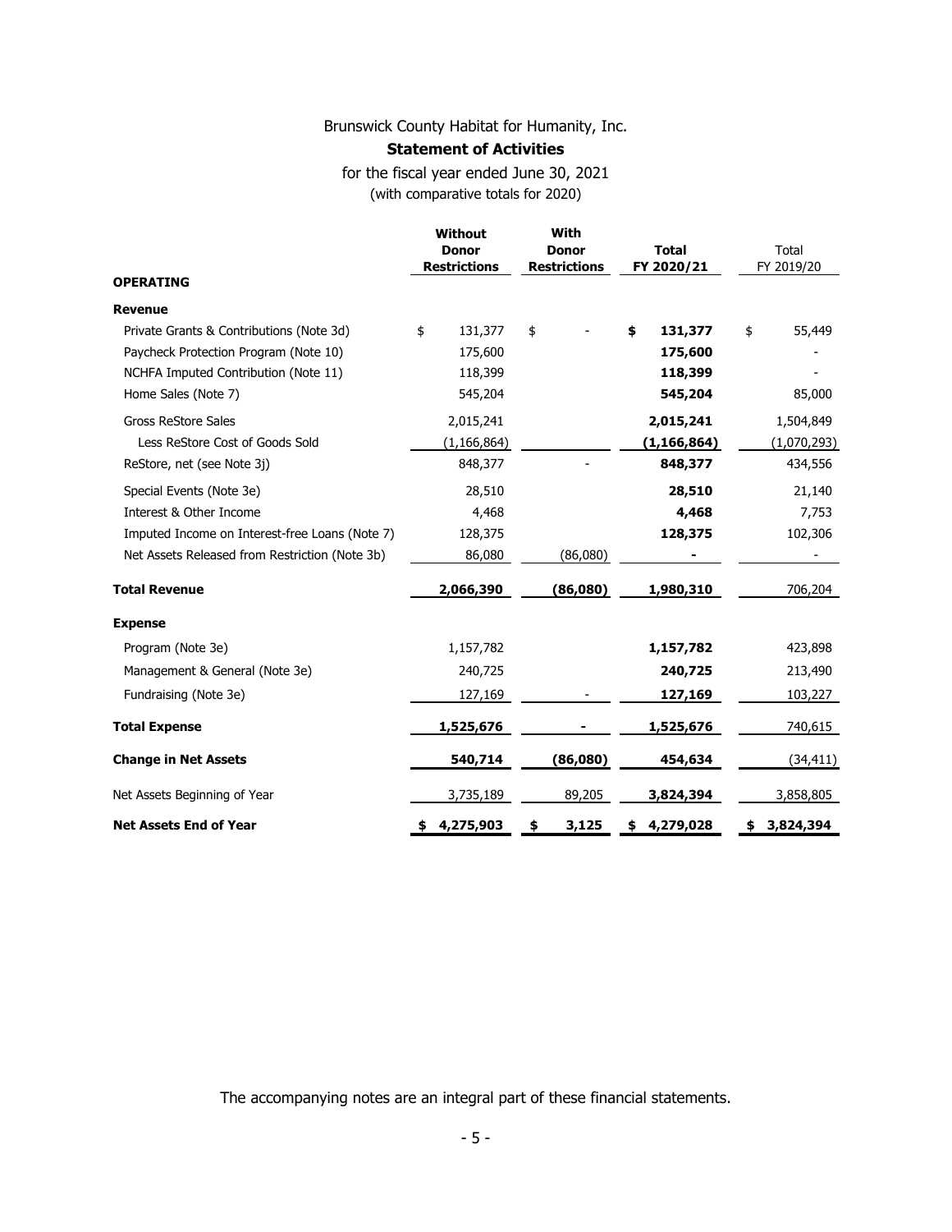Brunswick County Habitat for Humanity, Inc.

**Statement of Activities**

for the fiscal year ended June 30, 2021

(with comparative totals for 2020)

| | Without Donor Restrictions | With Donor Restrictions | Total FY 2020/21 | Total FY 2019/20 |
|---|---|---|---|---|
| **OPERATING** | | | | |
| **Revenue** | | | | |
| Private Grants & Contributions (Note 3d) | $ 131,377 | $ - | **$ 131,377** | $ 55,449 |
| Paycheck Protection Program (Note 10) | 175,600 | | **175,600** | - |
| NCHFA Imputed Contribution (Note 11) | 118,399 | | **118,399** | - |
| Home Sales (Note 7) | 545,204 | | **545,204** | 85,000 |
| Gross ReStore Sales | 2,015,241 | | **2,015,241** | 1,504,849 |
| Less ReStore Cost of Goods Sold | (1,166,864) | | **(1,166,864)** | (1,070,293) |
| ReStore, net (see Note 3j) | 848,377 | - | **848,377** | 434,556 |
| Special Events (Note 3e) | 28,510 | | **28,510** | 21,140 |
| Interest & Other Income | 4,468 | | **4,468** | 7,753 |
| Imputed Income on Interest-free Loans (Note 7) | 128,375 | | **128,375** | 102,306 |
| Net Assets Released from Restriction (Note 3b) | 86,080 | (86,080) | **-** | - |
| **Total Revenue** | **2,066,390** | **(86,080)** | **1,980,310** | 706,204 |
| **Expense** | | | | |
| Program (Note 3e) | 1,157,782 | | **1,157,782** | 423,898 |
| Management & General (Note 3e) | 240,725 | | **240,725** | 213,490 |
| Fundraising (Note 3e) | 127,169 | - | **127,169** | 103,227 |
| **Total Expense** | **1,525,676** | **-** | **1,525,676** | 740,615 |
| **Change in Net Assets** | **540,714** | **(86,080)** | **454,634** | (34,411) |
| Net Assets Beginning of Year | 3,735,189 | 89,205 | **3,824,394** | 3,858,805 |
| **Net Assets End of Year** | **$ 4,275,903** | **$ 3,125** | **$ 4,279,028** | **$ 3,824,394** |

The accompanying notes are an integral part of these financial statements.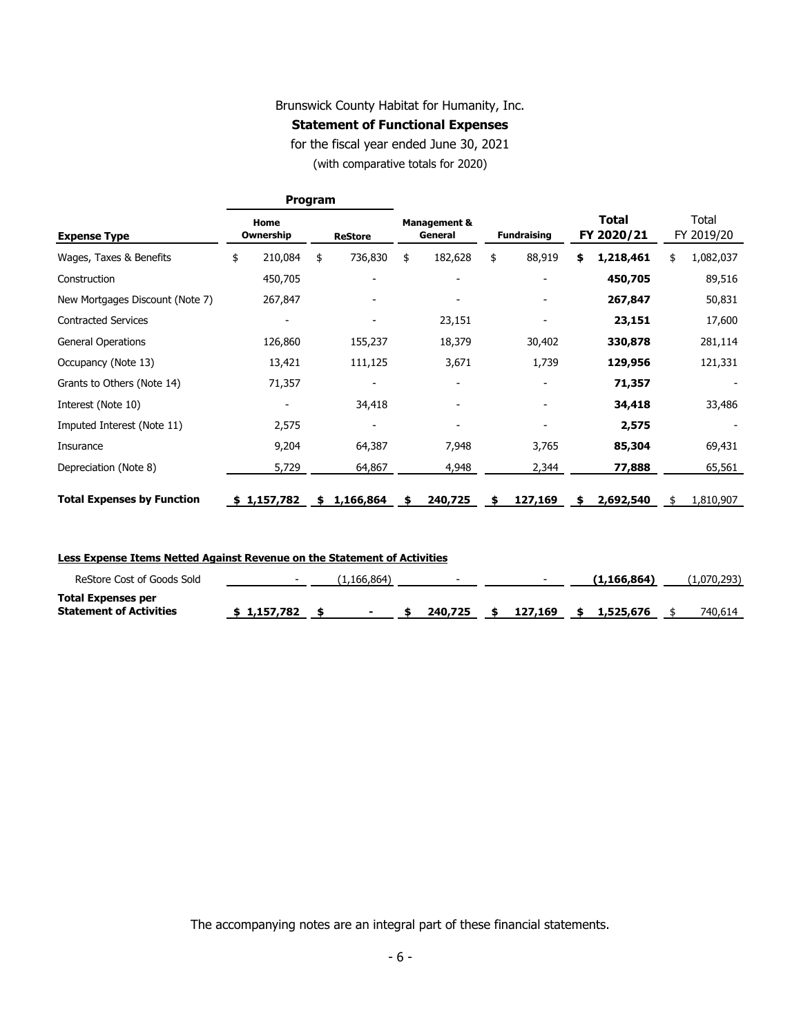Brunswick County Habitat for Humanity, Inc.

**Statement of Functional Expenses**

for the fiscal year ended June 30, 2021

(with comparative totals for 2020)

| | Program | | | | | |
|---|---|---|---|---|---|---|
| **Expense Type** | **Home Ownership** | **ReStore** | **Management & General** | **Fundraising** | **Total FY 2020/21** | Total FY 2019/20 |
| Wages, Taxes & Benefits | $ 210,084 | $ 736,830 | $ 182,628 | $ 88,919 | **$ 1,218,461** | $ 1,082,037 |
| Construction | 450,705 | - | - | - | **450,705** | 89,516 |
| New Mortgages Discount (Note 7) | 267,847 | - | - | - | **267,847** | 50,831 |
| Contracted Services | - | - | 23,151 | - | **23,151** | 17,600 |
| General Operations | 126,860 | 155,237 | 18,379 | 30,402 | **330,878** | 281,114 |
| Occupancy (Note 13) | 13,421 | 111,125 | 3,671 | 1,739 | **129,956** | 121,331 |
| Grants to Others (Note 14) | 71,357 | - | - | - | **71,357** | - |
| Interest (Note 10) | - | 34,418 | - | - | **34,418** | 33,486 |
| Imputed Interest (Note 11) | 2,575 | - | - | - | **2,575** | - |
| Insurance | 9,204 | 64,387 | 7,948 | 3,765 | **85,304** | 69,431 |
| Depreciation (Note 8) | 5,729 | 64,867 | 4,948 | 2,344 | **77,888** | 65,561 |
| **Total Expenses by Function** | **$ 1,157,782** | **$ 1,166,864** | **$ 240,725** | **$ 127,169** | **$ 2,692,540** | $ 1,810,907 |

**Less Expense Items Netted Against Revenue on the Statement of Activities**

| | Home Ownership | ReStore | Management & General | Fundraising | Total FY 2020/21 | Total FY 2019/20 |
|---|---|---|---|---|---|---|
| ReStore Cost of Goods Sold | - | (1,166,864) | - | - | **(1,166,864)** | (1,070,293) |
| **Total Expenses per Statement of Activities** | **$ 1,157,782** | **$ -** | **$ 240,725** | **$ 127,169** | **$ 1,525,676** | $ 740,614 |

The accompanying notes are an integral part of these financial statements.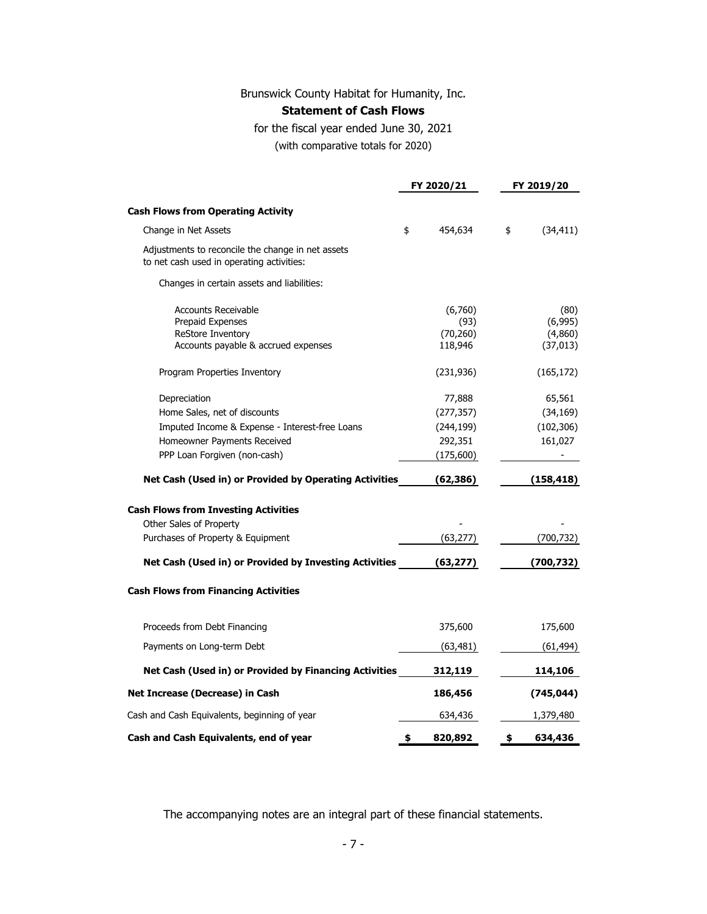Brunswick County Habitat for Humanity, Inc.

**Statement of Cash Flows**

for the fiscal year ended June 30, 2021

(with comparative totals for 2020)

| | FY 2020/21 | FY 2019/20 |
|---|---|---|
| **Cash Flows from Operating Activity** | | |
| Change in Net Assets | $ 454,634 | $ (34,411) |
| Adjustments to reconcile the change in net assets to net cash used in operating activities: | | |
| Changes in certain assets and liabilities: | | |
| Accounts Receivable | (6,760) | (80) |
| Prepaid Expenses | (93) | (6,995) |
| ReStore Inventory | (70,260) | (4,860) |
| Accounts payable & accrued expenses | 118,946 | (37,013) |
| Program Properties Inventory | (231,936) | (165,172) |
| Depreciation | 77,888 | 65,561 |
| Home Sales, net of discounts | (277,357) | (34,169) |
| Imputed Income & Expense - Interest-free Loans | (244,199) | (102,306) |
| Homeowner Payments Received | 292,351 | 161,027 |
| PPP Loan Forgiven (non-cash) | (175,600) | - |
| **Net Cash (Used in) or Provided by Operating Activities** | **(62,386)** | **(158,418)** |
| **Cash Flows from Investing Activities** | | |
| Other Sales of Property | - | - |
| Purchases of Property & Equipment | (63,277) | (700,732) |
| **Net Cash (Used in) or Provided by Investing Activities** | **(63,277)** | **(700,732)** |
| **Cash Flows from Financing Activities** | | |
| Proceeds from Debt Financing | 375,600 | 175,600 |
| Payments on Long-term Debt | (63,481) | (61,494) |
| **Net Cash (Used in) or Provided by Financing Activities** | **312,119** | **114,106** |
| **Net Increase (Decrease) in Cash** | **186,456** | **(745,044)** |
| Cash and Cash Equivalents, beginning of year | 634,436 | 1,379,480 |
| **Cash and Cash Equivalents, end of year** | **$ 820,892** | **$ 634,436** |

The accompanying notes are an integral part of these financial statements.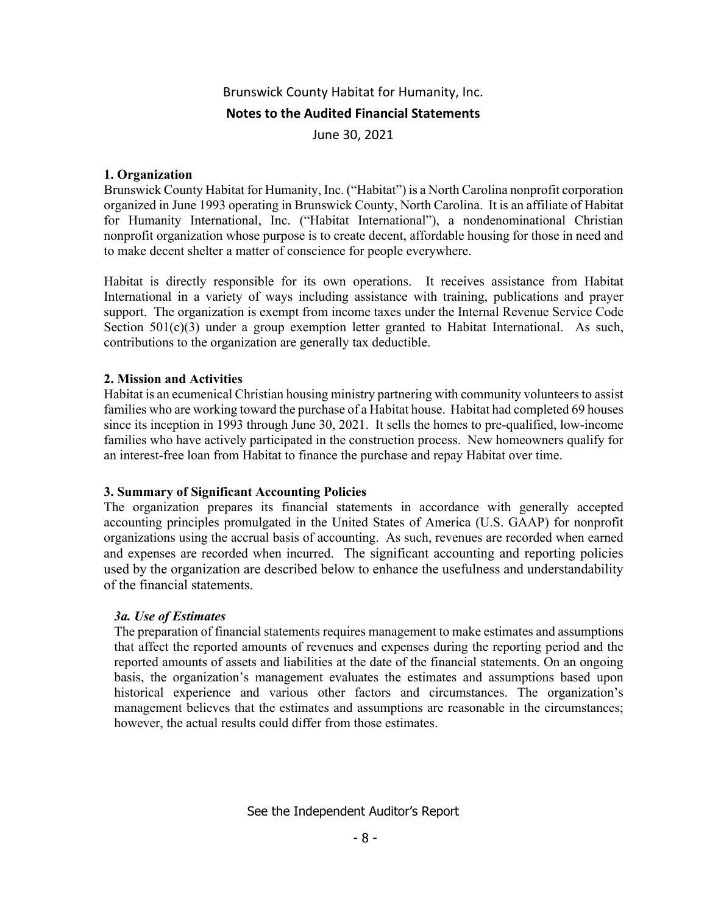# Brunswick County Habitat for Humanity, Inc.

## Notes to the Audited Financial Statements

June 30, 2021

### 1. Organization

Brunswick County Habitat for Humanity, Inc. ("Habitat") is a North Carolina nonprofit corporation organized in June 1993 operating in Brunswick County, North Carolina. It is an affiliate of Habitat for Humanity International, Inc. ("Habitat International"), a nondenominational Christian nonprofit organization whose purpose is to create decent, affordable housing for those in need and to make decent shelter a matter of conscience for people everywhere.

Habitat is directly responsible for its own operations. It receives assistance from Habitat International in a variety of ways including assistance with training, publications and prayer support. The organization is exempt from income taxes under the Internal Revenue Service Code Section 501(c)(3) under a group exemption letter granted to Habitat International. As such, contributions to the organization are generally tax deductible.

### 2. Mission and Activities

Habitat is an ecumenical Christian housing ministry partnering with community volunteers to assist families who are working toward the purchase of a Habitat house. Habitat had completed 69 houses since its inception in 1993 through June 30, 2021. It sells the homes to pre-qualified, low-income families who have actively participated in the construction process. New homeowners qualify for an interest-free loan from Habitat to finance the purchase and repay Habitat over time.

### 3. Summary of Significant Accounting Policies

The organization prepares its financial statements in accordance with generally accepted accounting principles promulgated in the United States of America (U.S. GAAP) for nonprofit organizations using the accrual basis of accounting. As such, revenues are recorded when earned and expenses are recorded when incurred. The significant accounting and reporting policies used by the organization are described below to enhance the usefulness and understandability of the financial statements.

#### *3a. Use of Estimates*

The preparation of financial statements requires management to make estimates and assumptions that affect the reported amounts of revenues and expenses during the reporting period and the reported amounts of assets and liabilities at the date of the financial statements. On an ongoing basis, the organization's management evaluates the estimates and assumptions based upon historical experience and various other factors and circumstances. The organization's management believes that the estimates and assumptions are reasonable in the circumstances; however, the actual results could differ from those estimates.

See the Independent Auditor's Report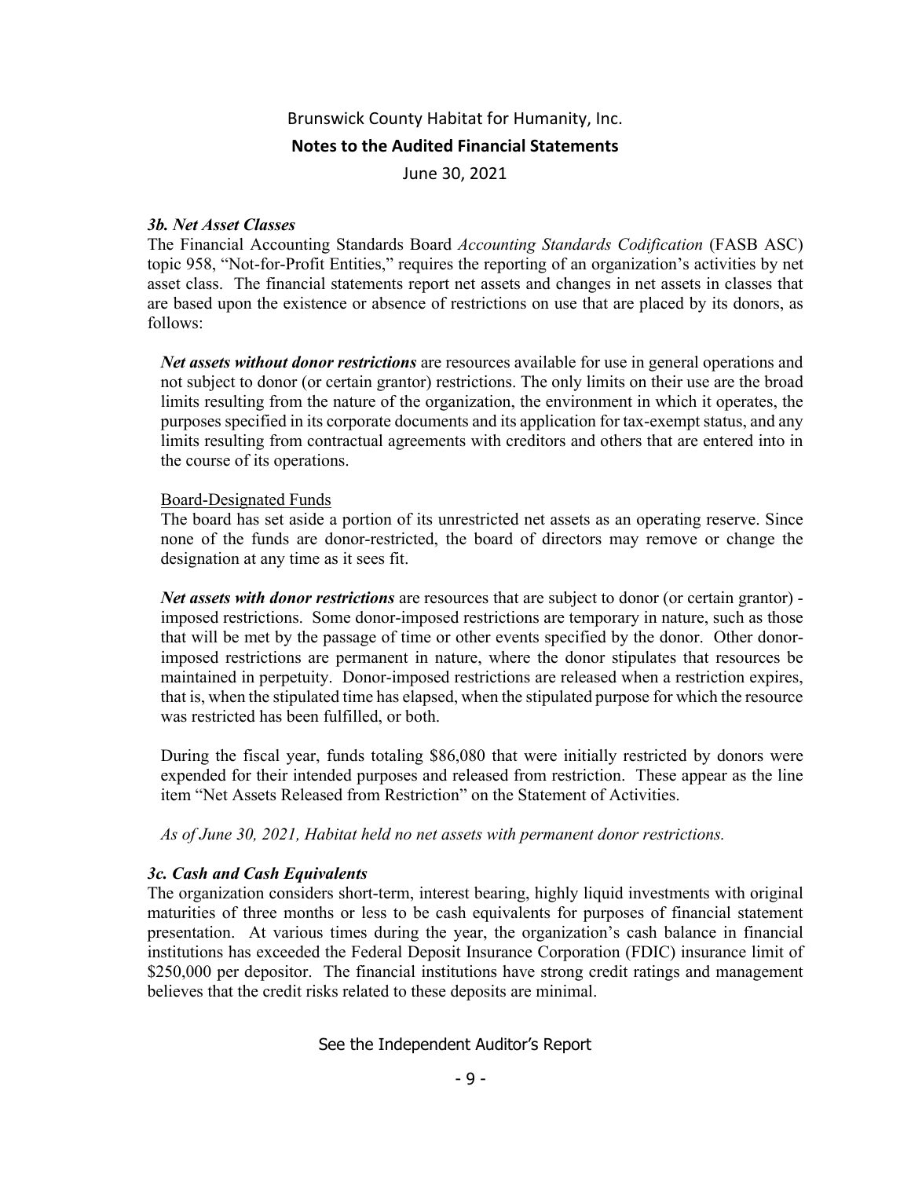Brunswick County Habitat for Humanity, Inc.

**Notes to the Audited Financial Statements**

June 30, 2021

***3b. Net Asset Classes***

The Financial Accounting Standards Board *Accounting Standards Codification* (FASB ASC) topic 958, "Not-for-Profit Entities," requires the reporting of an organization's activities by net asset class. The financial statements report net assets and changes in net assets in classes that are based upon the existence or absence of restrictions on use that are placed by its donors, as follows:

***Net assets without donor restrictions*** are resources available for use in general operations and not subject to donor (or certain grantor) restrictions. The only limits on their use are the broad limits resulting from the nature of the organization, the environment in which it operates, the purposes specified in its corporate documents and its application for tax-exempt status, and any limits resulting from contractual agreements with creditors and others that are entered into in the course of its operations.

<u>Board-Designated Funds</u>

The board has set aside a portion of its unrestricted net assets as an operating reserve. Since none of the funds are donor-restricted, the board of directors may remove or change the designation at any time as it sees fit.

***Net assets with donor restrictions*** are resources that are subject to donor (or certain grantor) - imposed restrictions. Some donor-imposed restrictions are temporary in nature, such as those that will be met by the passage of time or other events specified by the donor. Other donor-imposed restrictions are permanent in nature, where the donor stipulates that resources be maintained in perpetuity. Donor-imposed restrictions are released when a restriction expires, that is, when the stipulated time has elapsed, when the stipulated purpose for which the resource was restricted has been fulfilled, or both.

During the fiscal year, funds totaling $86,080 that were initially restricted by donors were expended for their intended purposes and released from restriction. These appear as the line item "Net Assets Released from Restriction" on the Statement of Activities.

*As of June 30, 2021, Habitat held no net assets with permanent donor restrictions.*

***3c. Cash and Cash Equivalents***

The organization considers short-term, interest bearing, highly liquid investments with original maturities of three months or less to be cash equivalents for purposes of financial statement presentation. At various times during the year, the organization's cash balance in financial institutions has exceeded the Federal Deposit Insurance Corporation (FDIC) insurance limit of $250,000 per depositor. The financial institutions have strong credit ratings and management believes that the credit risks related to these deposits are minimal.

See the Independent Auditor's Report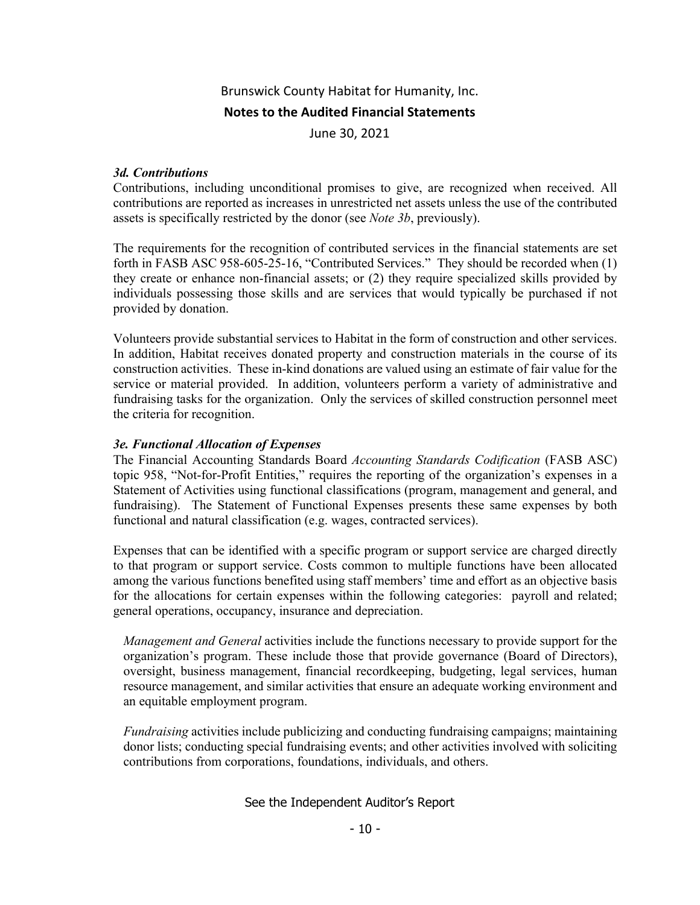### *3d. Contributions*

Contributions, including unconditional promises to give, are recognized when received. All contributions are reported as increases in unrestricted net assets unless the use of the contributed assets is specifically restricted by the donor (see *Note 3b*, previously).

The requirements for the recognition of contributed services in the financial statements are set forth in FASB ASC 958-605-25-16, "Contributed Services." They should be recorded when (1) they create or enhance non-financial assets; or (2) they require specialized skills provided by individuals possessing those skills and are services that would typically be purchased if not provided by donation.

Volunteers provide substantial services to Habitat in the form of construction and other services. In addition, Habitat receives donated property and construction materials in the course of its construction activities. These in-kind donations are valued using an estimate of fair value for the service or material provided. In addition, volunteers perform a variety of administrative and fundraising tasks for the organization. Only the services of skilled construction personnel meet the criteria for recognition.

### *3e. Functional Allocation of Expenses*

The Financial Accounting Standards Board *Accounting Standards Codification* (FASB ASC) topic 958, "Not-for-Profit Entities," requires the reporting of the organization's expenses in a Statement of Activities using functional classifications (program, management and general, and fundraising). The Statement of Functional Expenses presents these same expenses by both functional and natural classification (e.g. wages, contracted services).

Expenses that can be identified with a specific program or support service are charged directly to that program or support service. Costs common to multiple functions have been allocated among the various functions benefited using staff members' time and effort as an objective basis for the allocations for certain expenses within the following categories: payroll and related; general operations, occupancy, insurance and depreciation.

> *Management and General* activities include the functions necessary to provide support for the organization's program. These include those that provide governance (Board of Directors), oversight, business management, financial recordkeeping, budgeting, legal services, human resource management, and similar activities that ensure an adequate working environment and an equitable employment program.
>
> *Fundraising* activities include publicizing and conducting fundraising campaigns; maintaining donor lists; conducting special fundraising events; and other activities involved with soliciting contributions from corporations, foundations, individuals, and others.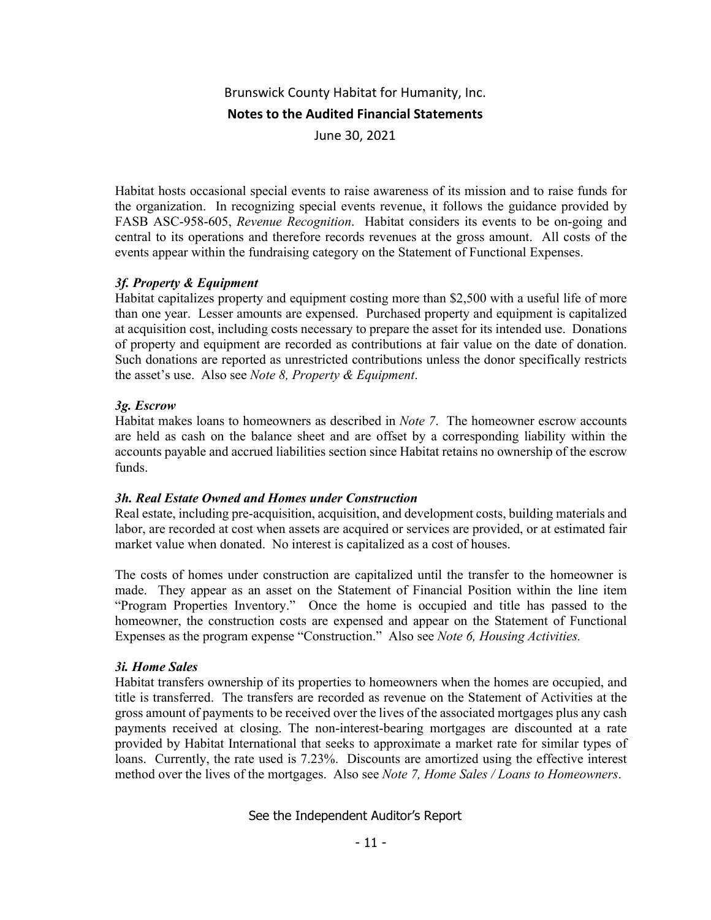Habitat hosts occasional special events to raise awareness of its mission and to raise funds for the organization. In recognizing special events revenue, it follows the guidance provided by FASB ASC-958-605, *Revenue Recognition*. Habitat considers its events to be on-going and central to its operations and therefore records revenues at the gross amount. All costs of the events appear within the fundraising category on the Statement of Functional Expenses.

### *3f. Property & Equipment*

Habitat capitalizes property and equipment costing more than $2,500 with a useful life of more than one year. Lesser amounts are expensed. Purchased property and equipment is capitalized at acquisition cost, including costs necessary to prepare the asset for its intended use. Donations of property and equipment are recorded as contributions at fair value on the date of donation. Such donations are reported as unrestricted contributions unless the donor specifically restricts the asset's use. Also see *Note 8, Property & Equipment*.

### *3g. Escrow*

Habitat makes loans to homeowners as described in *Note 7*. The homeowner escrow accounts are held as cash on the balance sheet and are offset by a corresponding liability within the accounts payable and accrued liabilities section since Habitat retains no ownership of the escrow funds.

### *3h. Real Estate Owned and Homes under Construction*

Real estate, including pre-acquisition, acquisition, and development costs, building materials and labor, are recorded at cost when assets are acquired or services are provided, or at estimated fair market value when donated. No interest is capitalized as a cost of houses.

The costs of homes under construction are capitalized until the transfer to the homeowner is made. They appear as an asset on the Statement of Financial Position within the line item "Program Properties Inventory." Once the home is occupied and title has passed to the homeowner, the construction costs are expensed and appear on the Statement of Functional Expenses as the program expense "Construction." Also see *Note 6, Housing Activities.*

### *3i. Home Sales*

Habitat transfers ownership of its properties to homeowners when the homes are occupied, and title is transferred. The transfers are recorded as revenue on the Statement of Activities at the gross amount of payments to be received over the lives of the associated mortgages plus any cash payments received at closing. The non-interest-bearing mortgages are discounted at a rate provided by Habitat International that seeks to approximate a market rate for similar types of loans. Currently, the rate used is 7.23%. Discounts are amortized using the effective interest method over the lives of the mortgages. Also see *Note 7, Home Sales / Loans to Homeowners*.

See the Independent Auditor's Report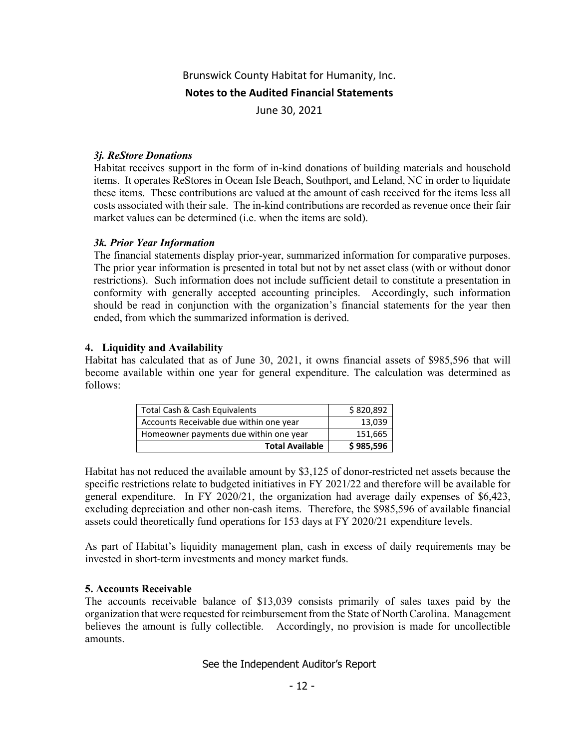Brunswick County Habitat for Humanity, Inc.

**Notes to the Audited Financial Statements**

June 30, 2021

### *3j. ReStore Donations*

Habitat receives support in the form of in-kind donations of building materials and household items. It operates ReStores in Ocean Isle Beach, Southport, and Leland, NC in order to liquidate these items. These contributions are valued at the amount of cash received for the items less all costs associated with their sale. The in-kind contributions are recorded as revenue once their fair market values can be determined (i.e. when the items are sold).

### *3k. Prior Year Information*

The financial statements display prior-year, summarized information for comparative purposes. The prior year information is presented in total but not by net asset class (with or without donor restrictions). Such information does not include sufficient detail to constitute a presentation in conformity with generally accepted accounting principles. Accordingly, such information should be read in conjunction with the organization's financial statements for the year then ended, from which the summarized information is derived.

## 4. Liquidity and Availability

Habitat has calculated that as of June 30, 2021, it owns financial assets of $985,596 that will become available within one year for general expenditure. The calculation was determined as follows:

| | |
|---|---:|
| Total Cash & Cash Equivalents | $ 820,892 |
| Accounts Receivable due within one year | 13,039 |
| Homeowner payments due within one year | 151,665 |
| **Total Available** | **$ 985,596** |

Habitat has not reduced the available amount by $3,125 of donor-restricted net assets because the specific restrictions relate to budgeted initiatives in FY 2021/22 and therefore will be available for general expenditure. In FY 2020/21, the organization had average daily expenses of $6,423, excluding depreciation and other non-cash items. Therefore, the $985,596 of available financial assets could theoretically fund operations for 153 days at FY 2020/21 expenditure levels.

As part of Habitat's liquidity management plan, cash in excess of daily requirements may be invested in short-term investments and money market funds.

## 5. Accounts Receivable

The accounts receivable balance of $13,039 consists primarily of sales taxes paid by the organization that were requested for reimbursement from the State of North Carolina. Management believes the amount is fully collectible. Accordingly, no provision is made for uncollectible amounts.

See the Independent Auditor's Report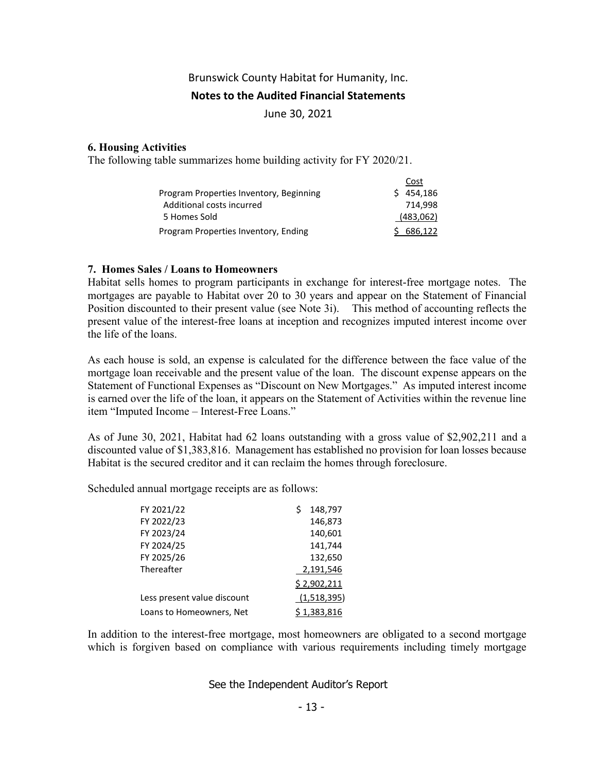Brunswick County Habitat for Humanity, Inc.

**Notes to the Audited Financial Statements**

June 30, 2021

### 6. Housing Activities

The following table summarizes home building activity for FY 2020/21.

| | Cost |
|---|---|
| Program Properties Inventory, Beginning | $ 454,186 |
| Additional costs incurred | 714,998 |
| 5 Homes Sold | (483,062) |
| Program Properties Inventory, Ending | $ 686,122 |

### 7. Homes Sales / Loans to Homeowners

Habitat sells homes to program participants in exchange for interest-free mortgage notes. The mortgages are payable to Habitat over 20 to 30 years and appear on the Statement of Financial Position discounted to their present value (see Note 3i). This method of accounting reflects the present value of the interest-free loans at inception and recognizes imputed interest income over the life of the loans.

As each house is sold, an expense is calculated for the difference between the face value of the mortgage loan receivable and the present value of the loan. The discount expense appears on the Statement of Functional Expenses as "Discount on New Mortgages." As imputed interest income is earned over the life of the loan, it appears on the Statement of Activities within the revenue line item "Imputed Income – Interest-Free Loans."

As of June 30, 2021, Habitat had 62 loans outstanding with a gross value of $2,902,211 and a discounted value of $1,383,816. Management has established no provision for loan losses because Habitat is the secured creditor and it can reclaim the homes through foreclosure.

Scheduled annual mortgage receipts are as follows:

| | |
|---|---|
| FY 2021/22 | $ 148,797 |
| FY 2022/23 | 146,873 |
| FY 2023/24 | 140,601 |
| FY 2024/25 | 141,744 |
| FY 2025/26 | 132,650 |
| Thereafter | 2,191,546 |
| | $ 2,902,211 |
| Less present value discount | (1,518,395) |
| Loans to Homeowners, Net | $ 1,383,816 |

In addition to the interest-free mortgage, most homeowners are obligated to a second mortgage which is forgiven based on compliance with various requirements including timely mortgage

See the Independent Auditor's Report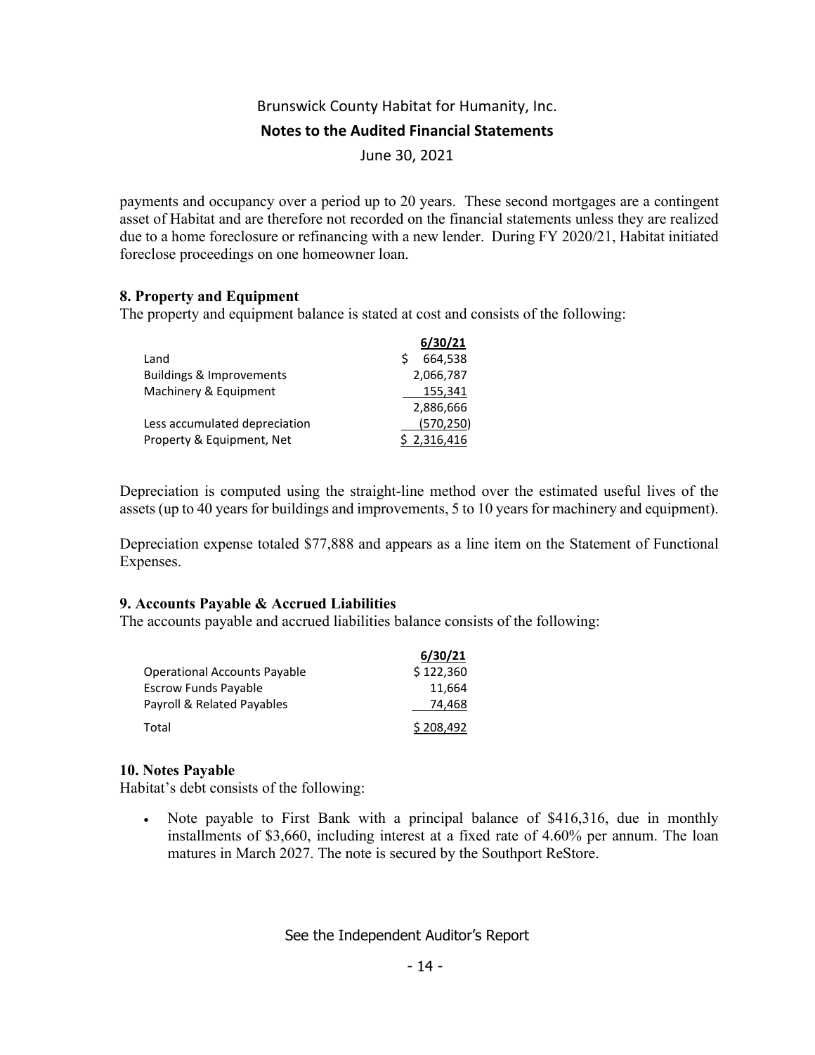payments and occupancy over a period up to 20 years. These second mortgages are a contingent asset of Habitat and are therefore not recorded on the financial statements unless they are realized due to a home foreclosure or refinancing with a new lender. During FY 2020/21, Habitat initiated foreclose proceedings on one homeowner loan.

### 8. Property and Equipment

The property and equipment balance is stated at cost and consists of the following:

| | 6/30/21 |
|---|---|
| Land | $ 664,538 |
| Buildings & Improvements | 2,066,787 |
| Machinery & Equipment | 155,341 |
| | 2,886,666 |
| Less accumulated depreciation | (570,250) |
| Property & Equipment, Net | $ 2,316,416 |

Depreciation is computed using the straight-line method over the estimated useful lives of the assets (up to 40 years for buildings and improvements, 5 to 10 years for machinery and equipment).

Depreciation expense totaled $77,888 and appears as a line item on the Statement of Functional Expenses.

### 9. Accounts Payable & Accrued Liabilities

The accounts payable and accrued liabilities balance consists of the following:

| | 6/30/21 |
|---|---|
| Operational Accounts Payable | $ 122,360 |
| Escrow Funds Payable | 11,664 |
| Payroll & Related Payables | 74,468 |
| Total | $ 208,492 |

### 10. Notes Payable

Habitat's debt consists of the following:

- Note payable to First Bank with a principal balance of $416,316, due in monthly installments of $3,660, including interest at a fixed rate of 4.60% per annum. The loan matures in March 2027. The note is secured by the Southport ReStore.

See the Independent Auditor's Report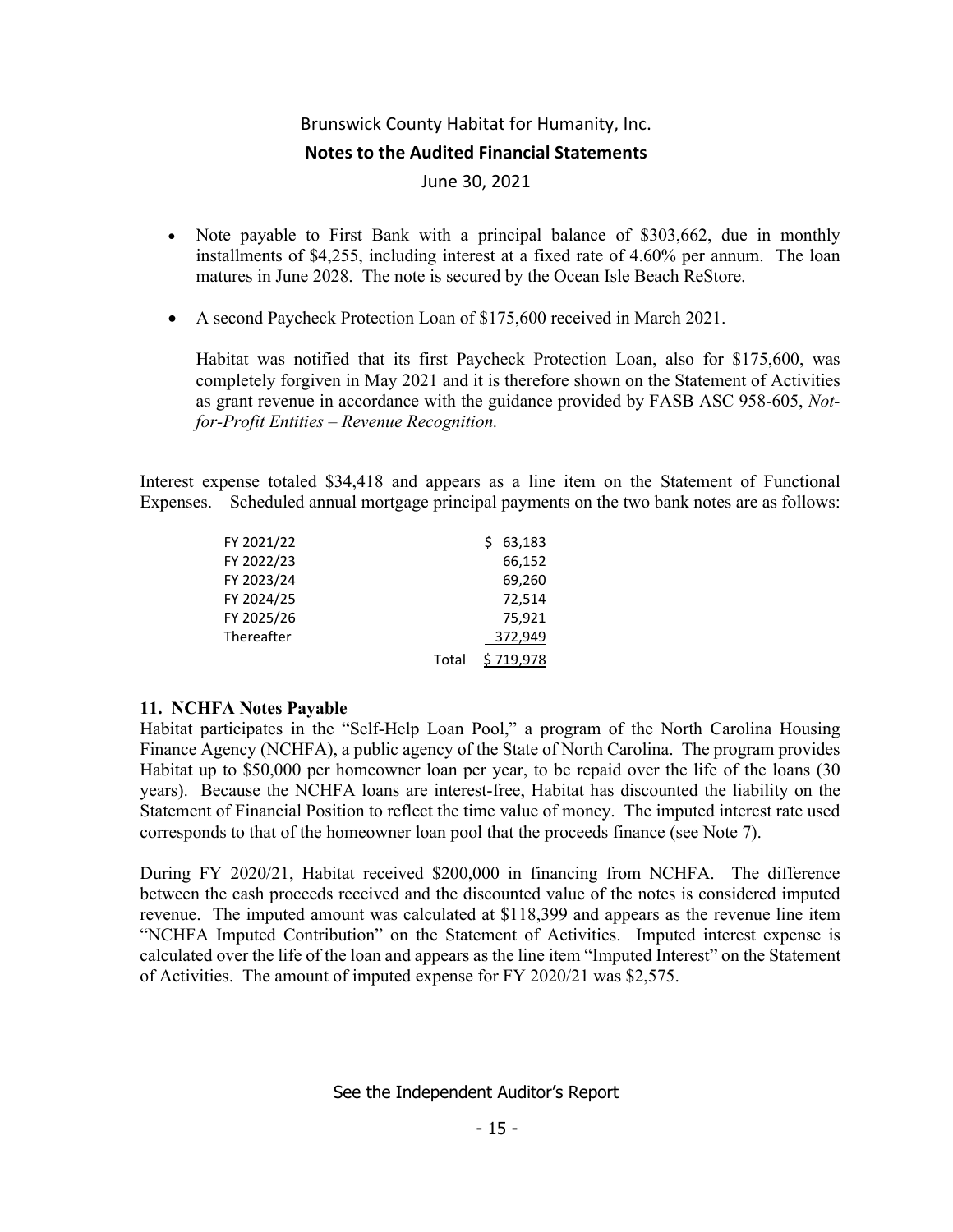- Note payable to First Bank with a principal balance of $303,662, due in monthly installments of $4,255, including interest at a fixed rate of 4.60% per annum. The loan matures in June 2028. The note is secured by the Ocean Isle Beach ReStore.

- A second Paycheck Protection Loan of $175,600 received in March 2021.

  Habitat was notified that its first Paycheck Protection Loan, also for $175,600, was completely forgiven in May 2021 and it is therefore shown on the Statement of Activities as grant revenue in accordance with the guidance provided by FASB ASC 958-605, *Not-for-Profit Entities – Revenue Recognition.*

Interest expense totaled $34,418 and appears as a line item on the Statement of Functional Expenses. Scheduled annual mortgage principal payments on the two bank notes are as follows:

| | | |
|---|---|---|
| FY 2021/22 | | $ 63,183 |
| FY 2022/23 | | 66,152 |
| FY 2023/24 | | 69,260 |
| FY 2024/25 | | 72,514 |
| FY 2025/26 | | 75,921 |
| Thereafter | | 372,949 |
| | Total | $ 719,978 |

**11. NCHFA Notes Payable**

Habitat participates in the "Self-Help Loan Pool," a program of the North Carolina Housing Finance Agency (NCHFA), a public agency of the State of North Carolina. The program provides Habitat up to $50,000 per homeowner loan per year, to be repaid over the life of the loans (30 years). Because the NCHFA loans are interest-free, Habitat has discounted the liability on the Statement of Financial Position to reflect the time value of money. The imputed interest rate used corresponds to that of the homeowner loan pool that the proceeds finance (see Note 7).

During FY 2020/21, Habitat received $200,000 in financing from NCHFA. The difference between the cash proceeds received and the discounted value of the notes is considered imputed revenue. The imputed amount was calculated at $118,399 and appears as the revenue line item "NCHFA Imputed Contribution" on the Statement of Activities. Imputed interest expense is calculated over the life of the loan and appears as the line item "Imputed Interest" on the Statement of Activities. The amount of imputed expense for FY 2020/21 was $2,575.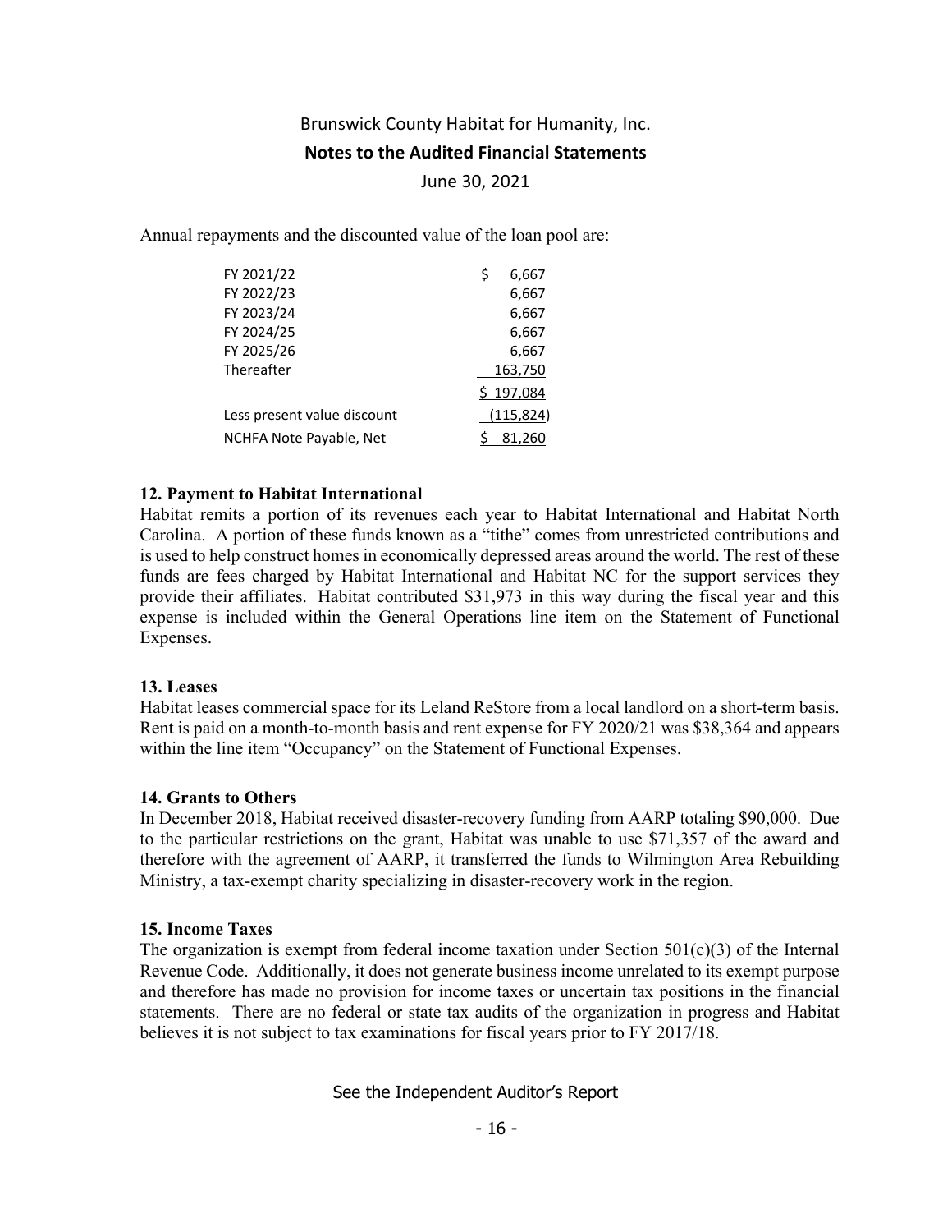Annual repayments and the discounted value of the loan pool are:

| | |
|---|---|
| FY 2021/22 | $ 6,667 |
| FY 2022/23 | 6,667 |
| FY 2023/24 | 6,667 |
| FY 2024/25 | 6,667 |
| FY 2025/26 | 6,667 |
| Thereafter | 163,750 |
| | $ 197,084 |
| Less present value discount | (115,824) |
| NCHFA Note Payable, Net | $ 81,260 |

**12. Payment to Habitat International**

Habitat remits a portion of its revenues each year to Habitat International and Habitat North Carolina. A portion of these funds known as a "tithe" comes from unrestricted contributions and is used to help construct homes in economically depressed areas around the world. The rest of these funds are fees charged by Habitat International and Habitat NC for the support services they provide their affiliates. Habitat contributed $31,973 in this way during the fiscal year and this expense is included within the General Operations line item on the Statement of Functional Expenses.

**13. Leases**

Habitat leases commercial space for its Leland ReStore from a local landlord on a short-term basis. Rent is paid on a month-to-month basis and rent expense for FY 2020/21 was $38,364 and appears within the line item "Occupancy" on the Statement of Functional Expenses.

**14. Grants to Others**

In December 2018, Habitat received disaster-recovery funding from AARP totaling $90,000. Due to the particular restrictions on the grant, Habitat was unable to use $71,357 of the award and therefore with the agreement of AARP, it transferred the funds to Wilmington Area Rebuilding Ministry, a tax-exempt charity specializing in disaster-recovery work in the region.

**15. Income Taxes**

The organization is exempt from federal income taxation under Section 501(c)(3) of the Internal Revenue Code. Additionally, it does not generate business income unrelated to its exempt purpose and therefore has made no provision for income taxes or uncertain tax positions in the financial statements. There are no federal or state tax audits of the organization in progress and Habitat believes it is not subject to tax examinations for fiscal years prior to FY 2017/18.

See the Independent Auditor's Report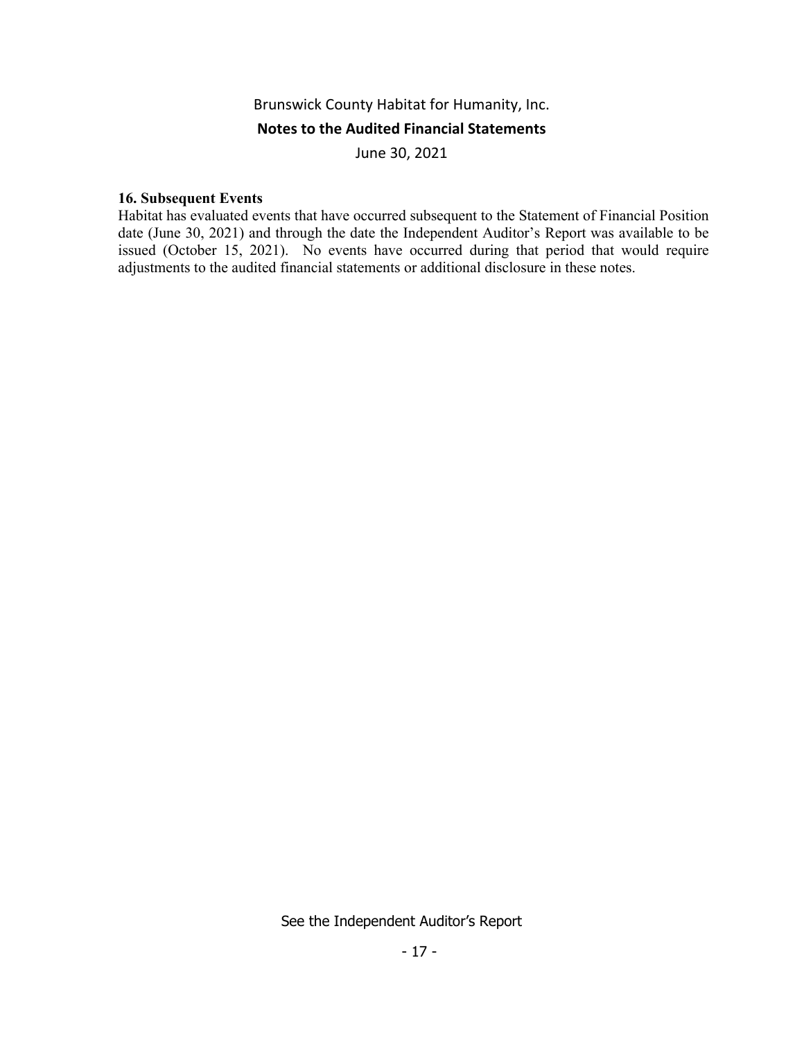Brunswick County Habitat for Humanity, Inc.

**Notes to the Audited Financial Statements**

June 30, 2021

**16. Subsequent Events**

Habitat has evaluated events that have occurred subsequent to the Statement of Financial Position date (June 30, 2021) and through the date the Independent Auditor's Report was available to be issued (October 15, 2021). No events have occurred during that period that would require adjustments to the audited financial statements or additional disclosure in these notes.

See the Independent Auditor's Report